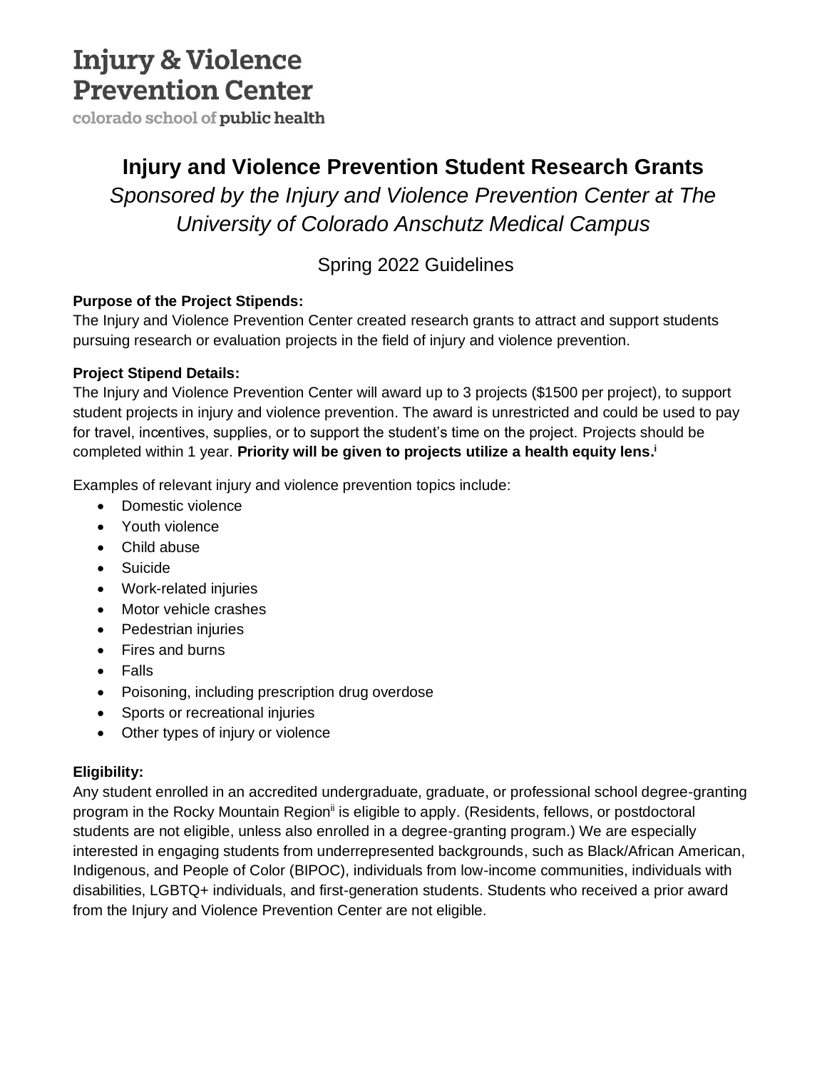Injury & Violence
Prevention Center
colorado school of public health

# Injury and Violence Prevention Student Research Grants

*Sponsored by the Injury and Violence Prevention Center at The University of Colorado Anschutz Medical Campus*

## Spring 2022 Guidelines

**Purpose of the Project Stipends:**
The Injury and Violence Prevention Center created research grants to attract and support students pursuing research or evaluation projects in the field of injury and violence prevention.

**Project Stipend Details:**
The Injury and Violence Prevention Center will award up to 3 projects ($1500 per project), to support student projects in injury and violence prevention. The award is unrestricted and could be used to pay for travel, incentives, supplies, or to support the student's time on the project. Projects should be completed within 1 year. **Priority will be given to projects utilize a health equity lens.**[i]

Examples of relevant injury and violence prevention topics include:

- Domestic violence
- Youth violence
- Child abuse
- Suicide
- Work-related injuries
- Motor vehicle crashes
- Pedestrian injuries
- Fires and burns
- Falls
- Poisoning, including prescription drug overdose
- Sports or recreational injuries
- Other types of injury or violence

**Eligibility:**
Any student enrolled in an accredited undergraduate, graduate, or professional school degree-granting program in the Rocky Mountain Region[ii] is eligible to apply. (Residents, fellows, or postdoctoral students are not eligible, unless also enrolled in a degree-granting program.) We are especially interested in engaging students from underrepresented backgrounds, such as Black/African American, Indigenous, and People of Color (BIPOC), individuals from low-income communities, individuals with disabilities, LGBTQ+ individuals, and first-generation students. Students who received a prior award from the Injury and Violence Prevention Center are not eligible.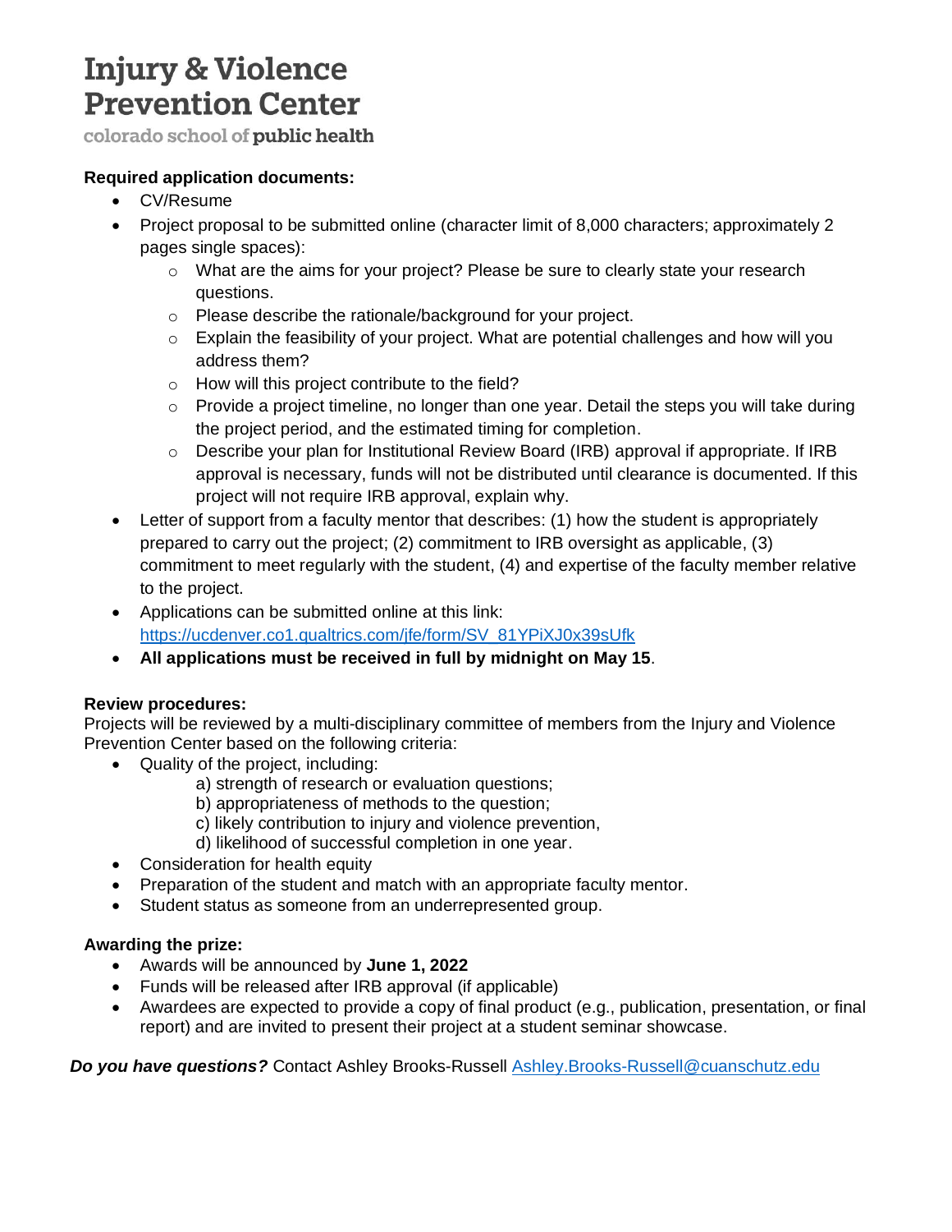**Required application documents:**

- CV/Resume
- Project proposal to be submitted online (character limit of 8,000 characters; approximately 2 pages single spaces):
  - What are the aims for your project? Please be sure to clearly state your research questions.
  - Please describe the rationale/background for your project.
  - Explain the feasibility of your project. What are potential challenges and how will you address them?
  - How will this project contribute to the field?
  - Provide a project timeline, no longer than one year. Detail the steps you will take during the project period, and the estimated timing for completion.
  - Describe your plan for Institutional Review Board (IRB) approval if appropriate. If IRB approval is necessary, funds will not be distributed until clearance is documented. If this project will not require IRB approval, explain why.
- Letter of support from a faculty mentor that describes: (1) how the student is appropriately prepared to carry out the project; (2) commitment to IRB oversight as applicable, (3) commitment to meet regularly with the student, (4) and expertise of the faculty member relative to the project.
- Applications can be submitted online at this link: [https://ucdenver.co1.qualtrics.com/jfe/form/SV_81YPiXJ0x39sUfk](https://ucdenver.co1.qualtrics.com/jfe/form/SV_81YPiXJ0x39sUfk)
- **All applications must be received in full by midnight on May 15**.

**Review procedures:**

Projects will be reviewed by a multi-disciplinary committee of members from the Injury and Violence Prevention Center based on the following criteria:

- Quality of the project, including:
  - a) strength of research or evaluation questions;
  - b) appropriateness of methods to the question;
  - c) likely contribution to injury and violence prevention,
  - d) likelihood of successful completion in one year.
- Consideration for health equity
- Preparation of the student and match with an appropriate faculty mentor.
- Student status as someone from an underrepresented group.

**Awarding the prize:**

- Awards will be announced by **June 1, 2022**
- Funds will be released after IRB approval (if applicable)
- Awardees are expected to provide a copy of final product (e.g., publication, presentation, or final report) and are invited to present their project at a student seminar showcase.

***Do you have questions?*** Contact Ashley Brooks-Russell [Ashley.Brooks-Russell@cuanschutz.edu](mailto:Ashley.Brooks-Russell@cuanschutz.edu)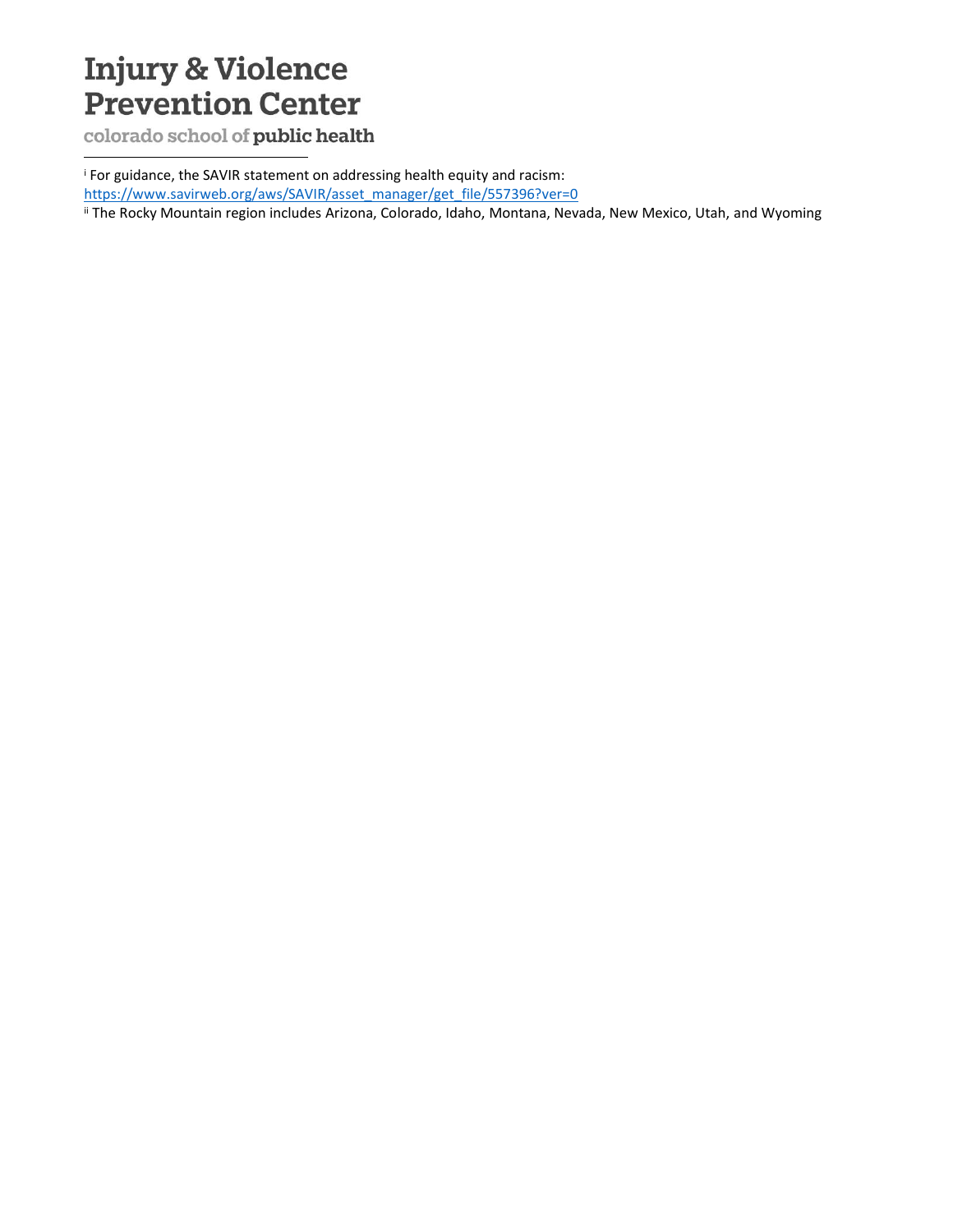# Injury & Violence Prevention Center

colorado school of **public health**

---

[i] For guidance, the SAVIR statement on addressing health equity and racism: https://www.savirweb.org/aws/SAVIR/asset_manager/get_file/557396?ver=0

[ii] The Rocky Mountain region includes Arizona, Colorado, Idaho, Montana, Nevada, New Mexico, Utah, and Wyoming